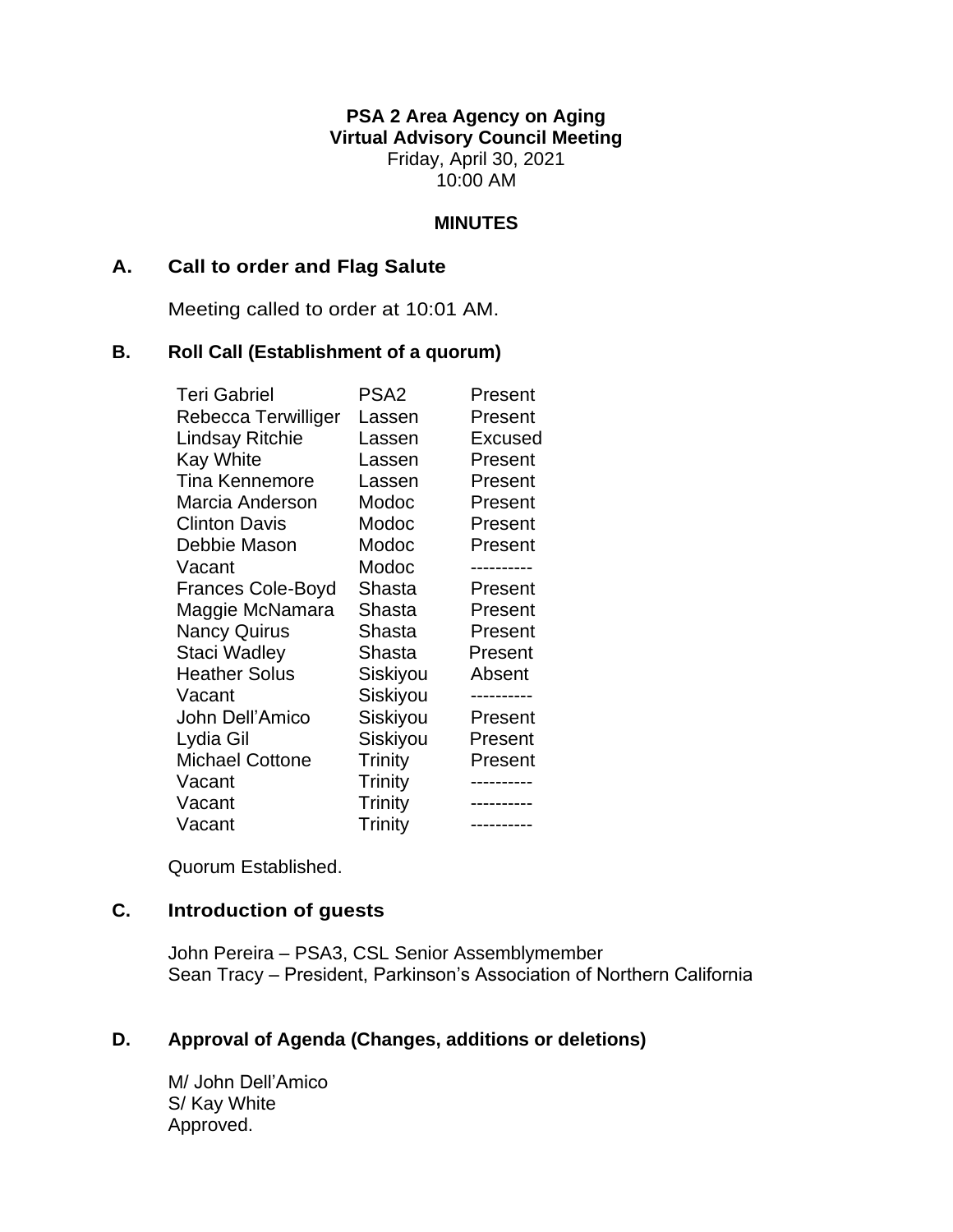**PSA 2 Area Agency on Aging**
**Virtual Advisory Council Meeting**
Friday, April 30, 2021
10:00 AM

**MINUTES**

## A. Call to order and Flag Salute

Meeting called to order at 10:01 AM.

## B. Roll Call (Establishment of a quorum)

| | | |
|---|---|---|
| Teri Gabriel | PSA2 | Present |
| Rebecca Terwilliger | Lassen | Present |
| Lindsay Ritchie | Lassen | Excused |
| Kay White | Lassen | Present |
| Tina Kennemore | Lassen | Present |
| Marcia Anderson | Modoc | Present |
| Clinton Davis | Modoc | Present |
| Debbie Mason | Modoc | Present |
| Vacant | Modoc | ---------- |
| Frances Cole-Boyd | Shasta | Present |
| Maggie McNamara | Shasta | Present |
| Nancy Quirus | Shasta | Present |
| Staci Wadley | Shasta | Present |
| Heather Solus | Siskiyou | Absent |
| Vacant | Siskiyou | ---------- |
| John Dell'Amico | Siskiyou | Present |
| Lydia Gil | Siskiyou | Present |
| Michael Cottone | Trinity | Present |
| Vacant | Trinity | ---------- |
| Vacant | Trinity | ---------- |
| Vacant | Trinity | ---------- |

Quorum Established.

## C. Introduction of guests

John Pereira – PSA3, CSL Senior Assemblymember
Sean Tracy – President, Parkinson's Association of Northern California

## D. Approval of Agenda (Changes, additions or deletions)

M/ John Dell'Amico
S/ Kay White
Approved.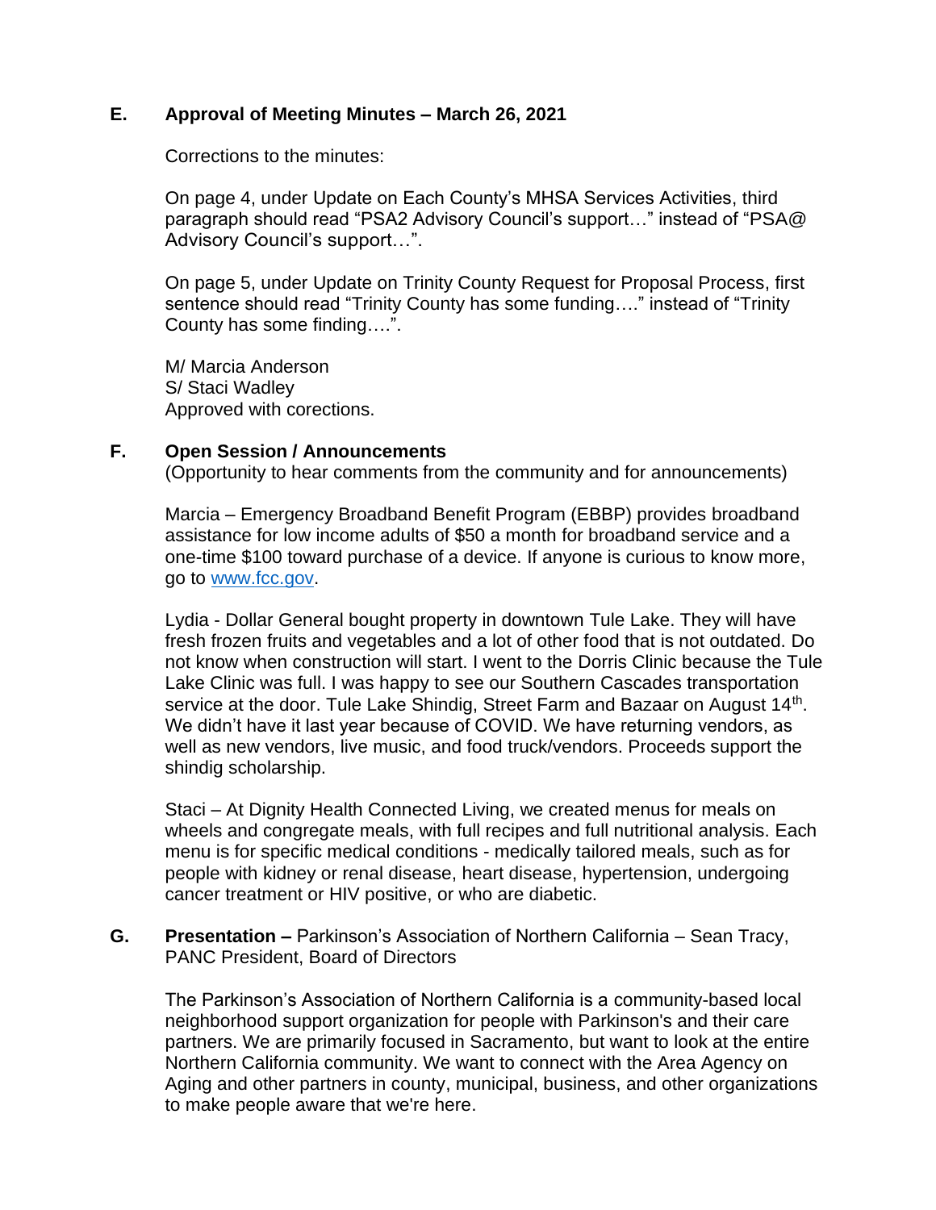## E. Approval of Meeting Minutes – March 26, 2021

Corrections to the minutes:

On page 4, under Update on Each County's MHSA Services Activities, third paragraph should read "PSA2 Advisory Council's support…" instead of "PSA@ Advisory Council's support…".

On page 5, under Update on Trinity County Request for Proposal Process, first sentence should read "Trinity County has some funding…." instead of "Trinity County has some finding….".

M/ Marcia Anderson
S/ Staci Wadley
Approved with corections.

## F. Open Session / Announcements

(Opportunity to hear comments from the community and for announcements)

Marcia – Emergency Broadband Benefit Program (EBBP) provides broadband assistance for low income adults of $50 a month for broadband service and a one-time $100 toward purchase of a device. If anyone is curious to know more, go to [www.fcc.gov](www.fcc.gov).

Lydia - Dollar General bought property in downtown Tule Lake. They will have fresh frozen fruits and vegetables and a lot of other food that is not outdated. Do not know when construction will start. I went to the Dorris Clinic because the Tule Lake Clinic was full. I was happy to see our Southern Cascades transportation service at the door. Tule Lake Shindig, Street Farm and Bazaar on August 14th. We didn't have it last year because of COVID. We have returning vendors, as well as new vendors, live music, and food truck/vendors. Proceeds support the shindig scholarship.

Staci – At Dignity Health Connected Living, we created menus for meals on wheels and congregate meals, with full recipes and full nutritional analysis. Each menu is for specific medical conditions - medically tailored meals, such as for people with kidney or renal disease, heart disease, hypertension, undergoing cancer treatment or HIV positive, or who are diabetic.

## G. Presentation – Parkinson's Association of Northern California – Sean Tracy, PANC President, Board of Directors

The Parkinson's Association of Northern California is a community-based local neighborhood support organization for people with Parkinson's and their care partners. We are primarily focused in Sacramento, but want to look at the entire Northern California community. We want to connect with the Area Agency on Aging and other partners in county, municipal, business, and other organizations to make people aware that we're here.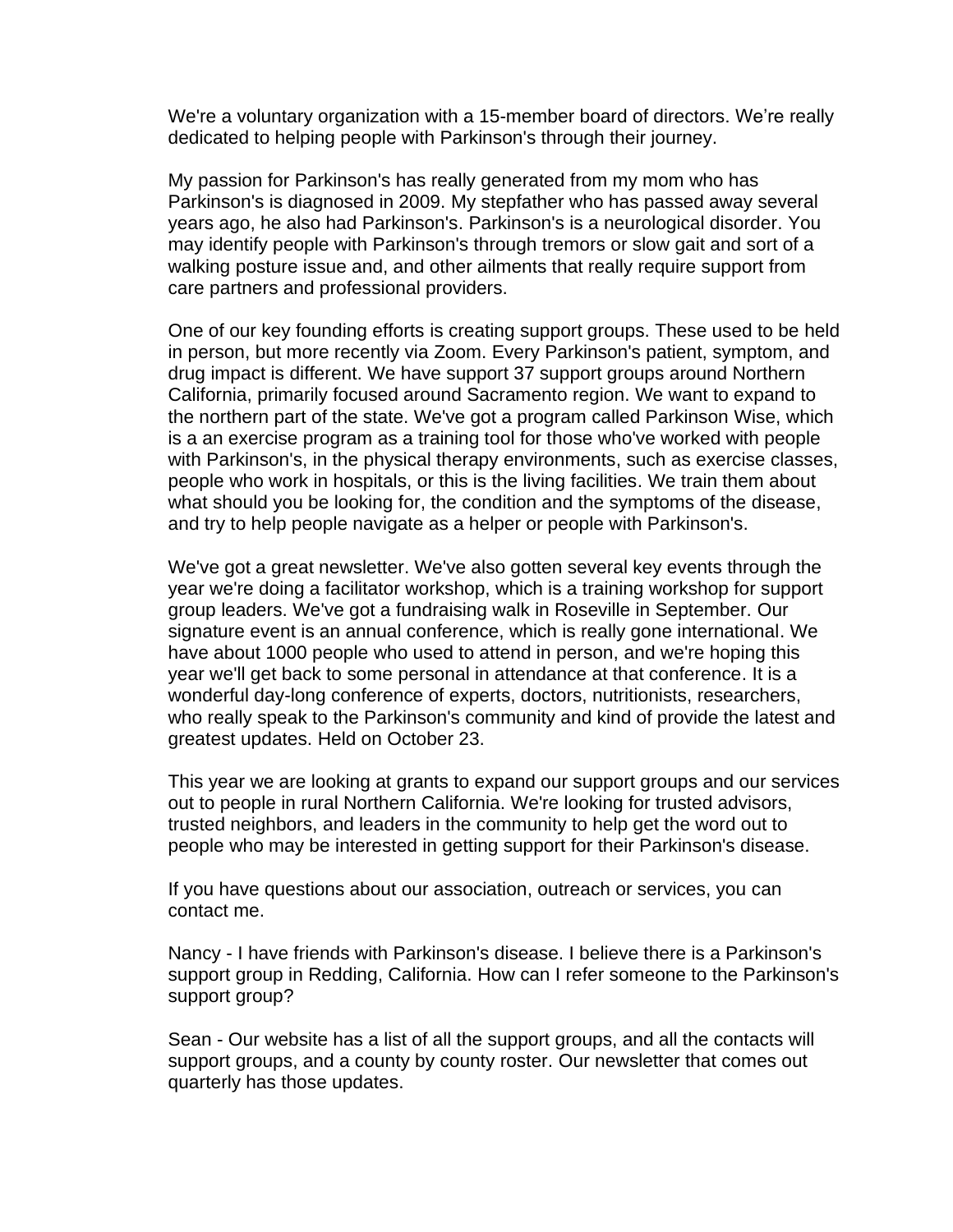We're a voluntary organization with a 15-member board of directors. We're really dedicated to helping people with Parkinson's through their journey.

My passion for Parkinson's has really generated from my mom who has Parkinson's is diagnosed in 2009. My stepfather who has passed away several years ago, he also had Parkinson's. Parkinson's is a neurological disorder. You may identify people with Parkinson's through tremors or slow gait and sort of a walking posture issue and, and other ailments that really require support from care partners and professional providers.

One of our key founding efforts is creating support groups. These used to be held in person, but more recently via Zoom. Every Parkinson's patient, symptom, and drug impact is different. We have support 37 support groups around Northern California, primarily focused around Sacramento region. We want to expand to the northern part of the state. We've got a program called Parkinson Wise, which is a an exercise program as a training tool for those who've worked with people with Parkinson's, in the physical therapy environments, such as exercise classes, people who work in hospitals, or this is the living facilities. We train them about what should you be looking for, the condition and the symptoms of the disease, and try to help people navigate as a helper or people with Parkinson's.

We've got a great newsletter. We've also gotten several key events through the year we're doing a facilitator workshop, which is a training workshop for support group leaders. We've got a fundraising walk in Roseville in September. Our signature event is an annual conference, which is really gone international. We have about 1000 people who used to attend in person, and we're hoping this year we'll get back to some personal in attendance at that conference. It is a wonderful day-long conference of experts, doctors, nutritionists, researchers, who really speak to the Parkinson's community and kind of provide the latest and greatest updates. Held on October 23.

This year we are looking at grants to expand our support groups and our services out to people in rural Northern California. We're looking for trusted advisors, trusted neighbors, and leaders in the community to help get the word out to people who may be interested in getting support for their Parkinson's disease.

If you have questions about our association, outreach or services, you can contact me.

Nancy - I have friends with Parkinson's disease. I believe there is a Parkinson's support group in Redding, California. How can I refer someone to the Parkinson's support group?

Sean - Our website has a list of all the support groups, and all the contacts will support groups, and a county by county roster. Our newsletter that comes out quarterly has those updates.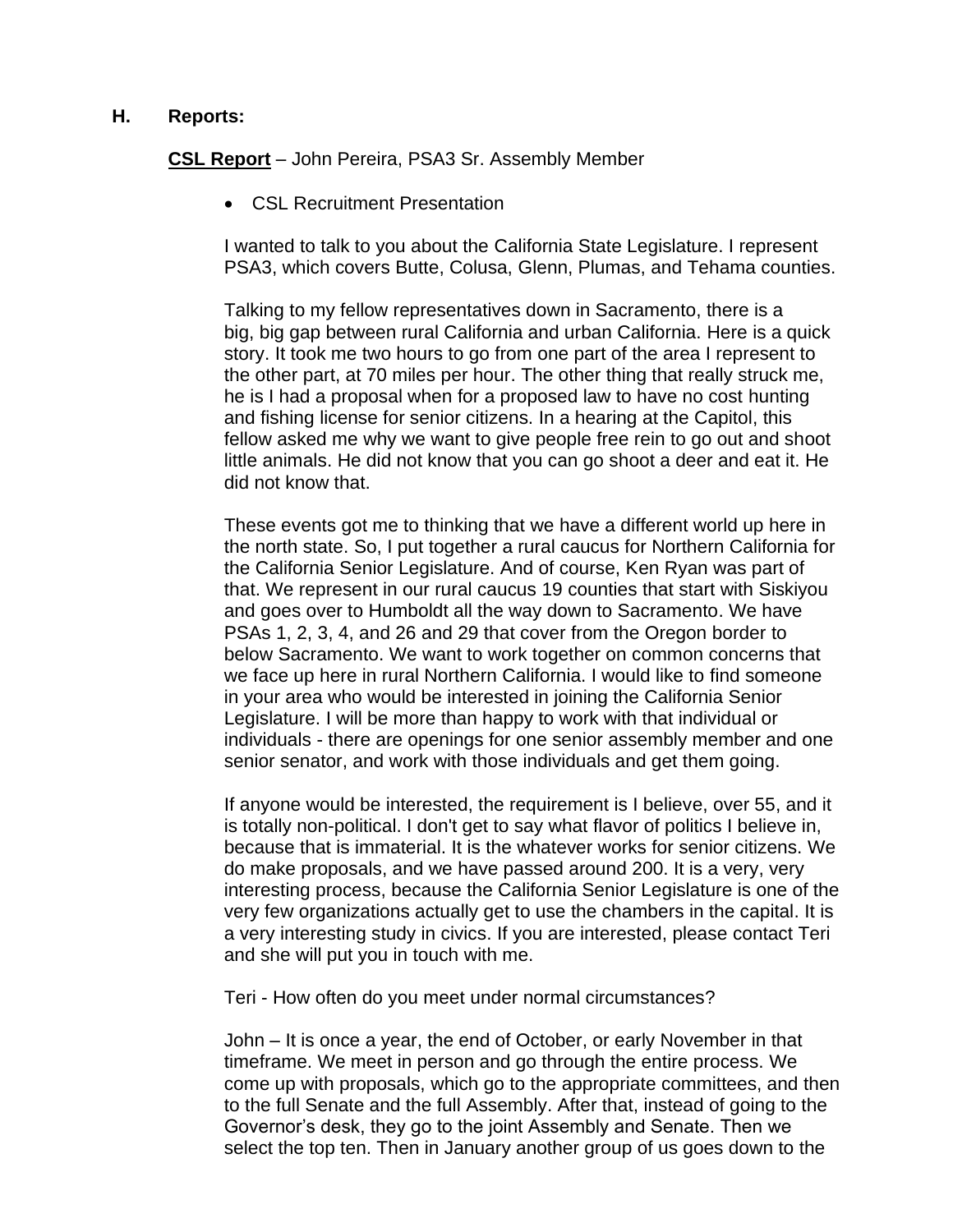## H. Reports:

**<u>CSL Report</u>** – John Pereira, PSA3 Sr. Assembly Member

- CSL Recruitment Presentation

I wanted to talk to you about the California State Legislature. I represent PSA3, which covers Butte, Colusa, Glenn, Plumas, and Tehama counties.

Talking to my fellow representatives down in Sacramento, there is a big, big gap between rural California and urban California. Here is a quick story. It took me two hours to go from one part of the area I represent to the other part, at 70 miles per hour. The other thing that really struck me, he is I had a proposal when for a proposed law to have no cost hunting and fishing license for senior citizens. In a hearing at the Capitol, this fellow asked me why we want to give people free rein to go out and shoot little animals. He did not know that you can go shoot a deer and eat it. He did not know that.

These events got me to thinking that we have a different world up here in the north state. So, I put together a rural caucus for Northern California for the California Senior Legislature. And of course, Ken Ryan was part of that. We represent in our rural caucus 19 counties that start with Siskiyou and goes over to Humboldt all the way down to Sacramento. We have PSAs 1, 2, 3, 4, and 26 and 29 that cover from the Oregon border to below Sacramento. We want to work together on common concerns that we face up here in rural Northern California. I would like to find someone in your area who would be interested in joining the California Senior Legislature. I will be more than happy to work with that individual or individuals - there are openings for one senior assembly member and one senior senator, and work with those individuals and get them going.

If anyone would be interested, the requirement is I believe, over 55, and it is totally non-political. I don't get to say what flavor of politics I believe in, because that is immaterial. It is the whatever works for senior citizens. We do make proposals, and we have passed around 200. It is a very, very interesting process, because the California Senior Legislature is one of the very few organizations actually get to use the chambers in the capital. It is a very interesting study in civics. If you are interested, please contact Teri and she will put you in touch with me.

Teri - How often do you meet under normal circumstances?

John – It is once a year, the end of October, or early November in that timeframe. We meet in person and go through the entire process. We come up with proposals, which go to the appropriate committees, and then to the full Senate and the full Assembly. After that, instead of going to the Governor's desk, they go to the joint Assembly and Senate. Then we select the top ten. Then in January another group of us goes down to the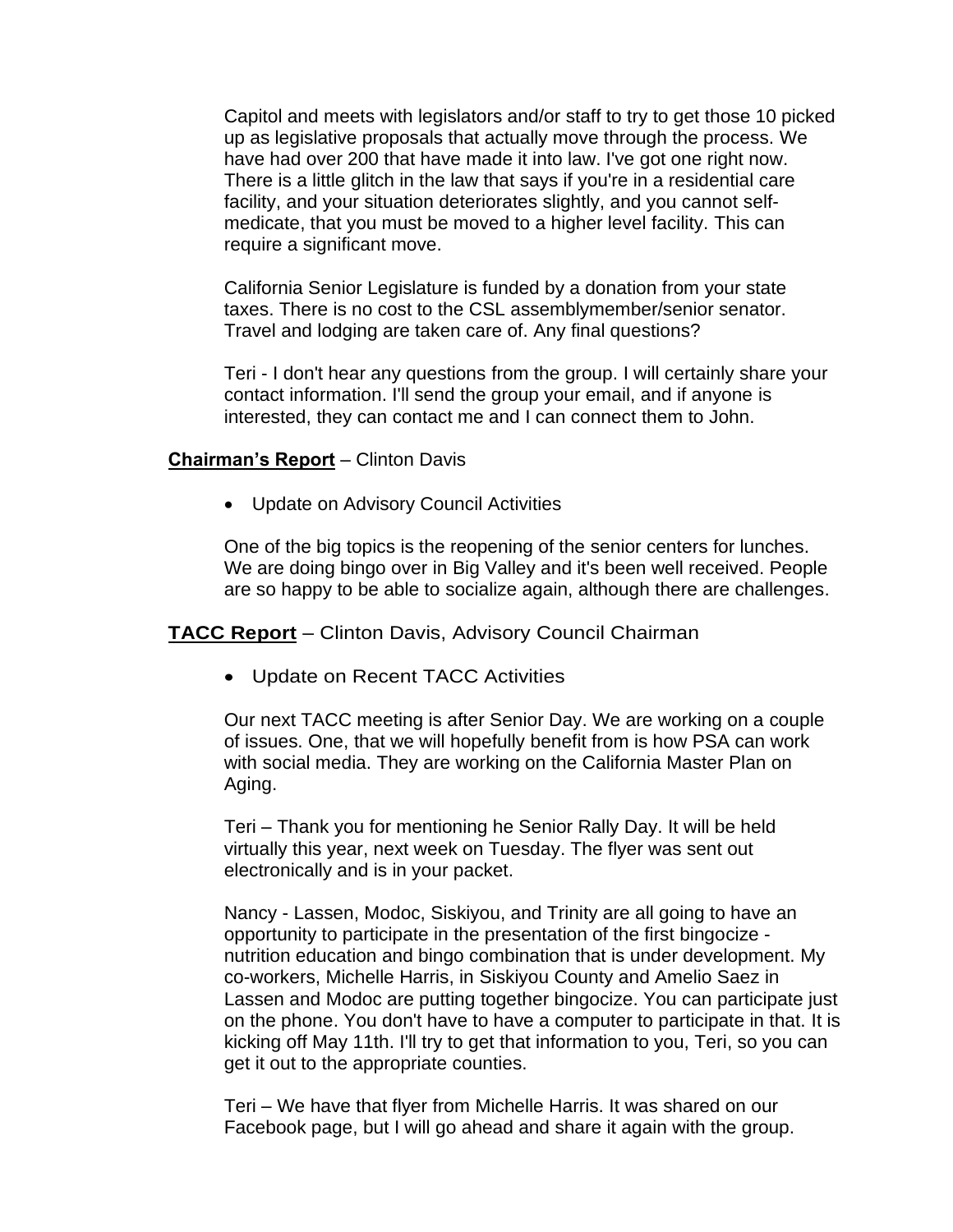Capitol and meets with legislators and/or staff to try to get those 10 picked up as legislative proposals that actually move through the process. We have had over 200 that have made it into law. I've got one right now. There is a little glitch in the law that says if you're in a residential care facility, and your situation deteriorates slightly, and you cannot self-medicate, that you must be moved to a higher level facility. This can require a significant move.

California Senior Legislature is funded by a donation from your state taxes. There is no cost to the CSL assemblymember/senior senator. Travel and lodging are taken care of. Any final questions?

Teri - I don't hear any questions from the group. I will certainly share your contact information. I'll send the group your email, and if anyone is interested, they can contact me and I can connect them to John.

**Chairman's Report** – Clinton Davis

- Update on Advisory Council Activities

One of the big topics is the reopening of the senior centers for lunches. We are doing bingo over in Big Valley and it's been well received. People are so happy to be able to socialize again, although there are challenges.

**TACC Report** – Clinton Davis, Advisory Council Chairman

- Update on Recent TACC Activities

Our next TACC meeting is after Senior Day. We are working on a couple of issues. One, that we will hopefully benefit from is how PSA can work with social media. They are working on the California Master Plan on Aging.

Teri – Thank you for mentioning he Senior Rally Day. It will be held virtually this year, next week on Tuesday. The flyer was sent out electronically and is in your packet.

Nancy - Lassen, Modoc, Siskiyou, and Trinity are all going to have an opportunity to participate in the presentation of the first bingocize - nutrition education and bingo combination that is under development. My co-workers, Michelle Harris, in Siskiyou County and Amelio Saez in Lassen and Modoc are putting together bingocize. You can participate just on the phone. You don't have to have a computer to participate in that. It is kicking off May 11th. I'll try to get that information to you, Teri, so you can get it out to the appropriate counties.

Teri – We have that flyer from Michelle Harris. It was shared on our Facebook page, but I will go ahead and share it again with the group.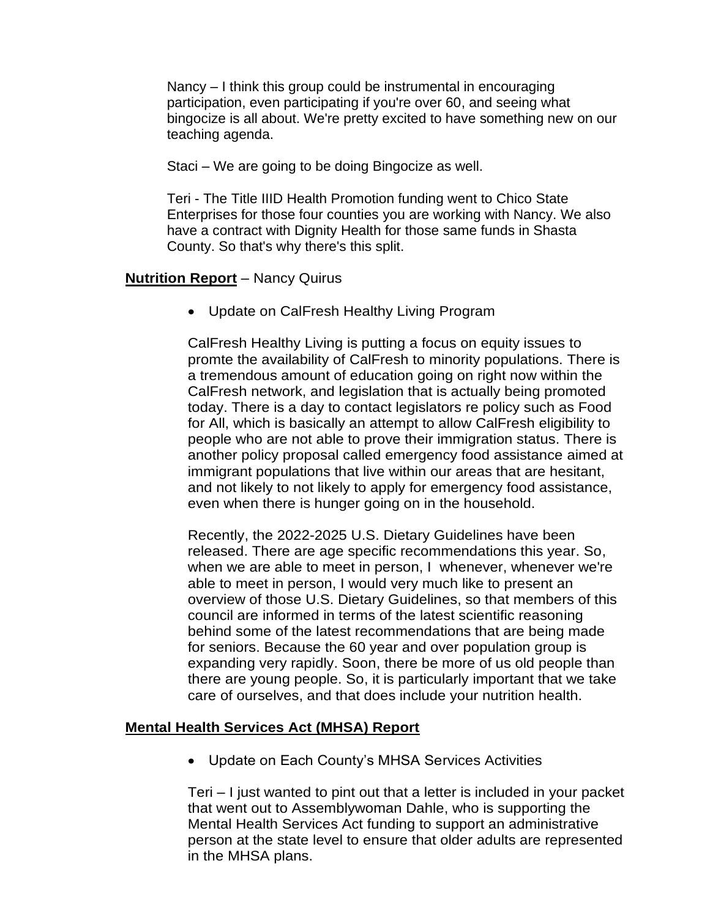Nancy – I think this group could be instrumental in encouraging participation, even participating if you're over 60, and seeing what bingocize is all about. We're pretty excited to have something new on our teaching agenda.

Staci – We are going to be doing Bingocize as well.

Teri - The Title IIID Health Promotion funding went to Chico State Enterprises for those four counties you are working with Nancy. We also have a contract with Dignity Health for those same funds in Shasta County. So that's why there's this split.

**Nutrition Report** – Nancy Quirus

- Update on CalFresh Healthy Living Program

CalFresh Healthy Living is putting a focus on equity issues to promte the availability of CalFresh to minority populations. There is a tremendous amount of education going on right now within the CalFresh network, and legislation that is actually being promoted today. There is a day to contact legislators re policy such as Food for All, which is basically an attempt to allow CalFresh eligibility to people who are not able to prove their immigration status. There is another policy proposal called emergency food assistance aimed at immigrant populations that live within our areas that are hesitant, and not likely to not likely to apply for emergency food assistance, even when there is hunger going on in the household.

Recently, the 2022-2025 U.S. Dietary Guidelines have been released. There are age specific recommendations this year. So, when we are able to meet in person, I whenever, whenever we're able to meet in person, I would very much like to present an overview of those U.S. Dietary Guidelines, so that members of this council are informed in terms of the latest scientific reasoning behind some of the latest recommendations that are being made for seniors. Because the 60 year and over population group is expanding very rapidly. Soon, there be more of us old people than there are young people. So, it is particularly important that we take care of ourselves, and that does include your nutrition health.

**Mental Health Services Act (MHSA) Report**

- Update on Each County's MHSA Services Activities

Teri – I just wanted to pint out that a letter is included in your packet that went out to Assemblywoman Dahle, who is supporting the Mental Health Services Act funding to support an administrative person at the state level to ensure that older adults are represented in the MHSA plans.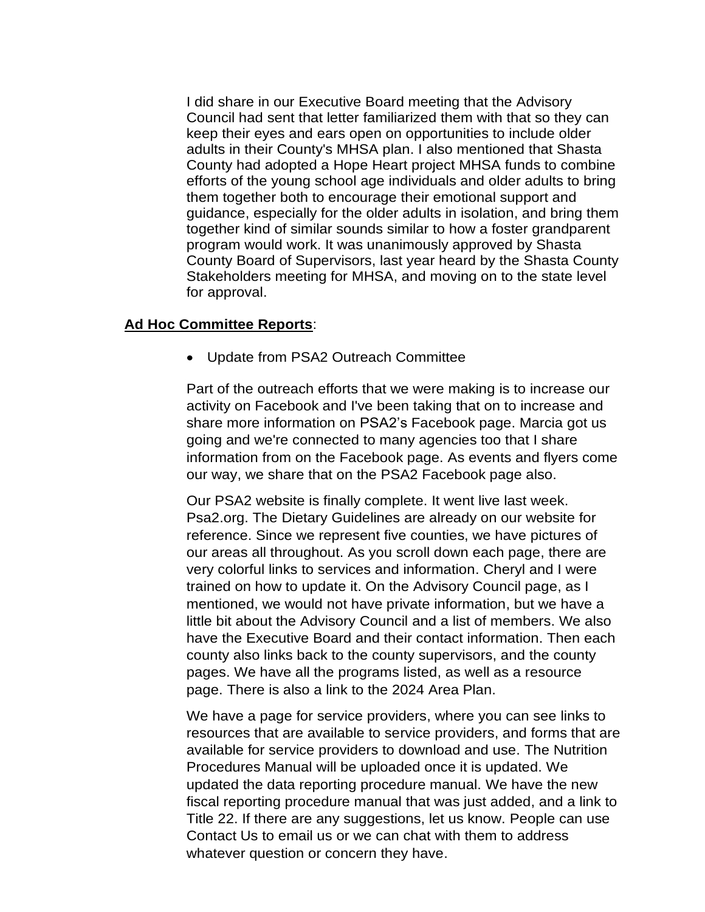I did share in our Executive Board meeting that the Advisory Council had sent that letter familiarized them with that so they can keep their eyes and ears open on opportunities to include older adults in their County's MHSA plan. I also mentioned that Shasta County had adopted a Hope Heart project MHSA funds to combine efforts of the young school age individuals and older adults to bring them together both to encourage their emotional support and guidance, especially for the older adults in isolation, and bring them together kind of similar sounds similar to how a foster grandparent program would work. It was unanimously approved by Shasta County Board of Supervisors, last year heard by the Shasta County Stakeholders meeting for MHSA, and moving on to the state level for approval.

**Ad Hoc Committee Reports**:

- Update from PSA2 Outreach Committee

Part of the outreach efforts that we were making is to increase our activity on Facebook and I've been taking that on to increase and share more information on PSA2's Facebook page. Marcia got us going and we're connected to many agencies too that I share information from on the Facebook page. As events and flyers come our way, we share that on the PSA2 Facebook page also.

Our PSA2 website is finally complete. It went live last week. Psa2.org. The Dietary Guidelines are already on our website for reference. Since we represent five counties, we have pictures of our areas all throughout. As you scroll down each page, there are very colorful links to services and information. Cheryl and I were trained on how to update it. On the Advisory Council page, as I mentioned, we would not have private information, but we have a little bit about the Advisory Council and a list of members. We also have the Executive Board and their contact information. Then each county also links back to the county supervisors, and the county pages. We have all the programs listed, as well as a resource page. There is also a link to the 2024 Area Plan.

We have a page for service providers, where you can see links to resources that are available to service providers, and forms that are available for service providers to download and use. The Nutrition Procedures Manual will be uploaded once it is updated. We updated the data reporting procedure manual. We have the new fiscal reporting procedure manual that was just added, and a link to Title 22. If there are any suggestions, let us know. People can use Contact Us to email us or we can chat with them to address whatever question or concern they have.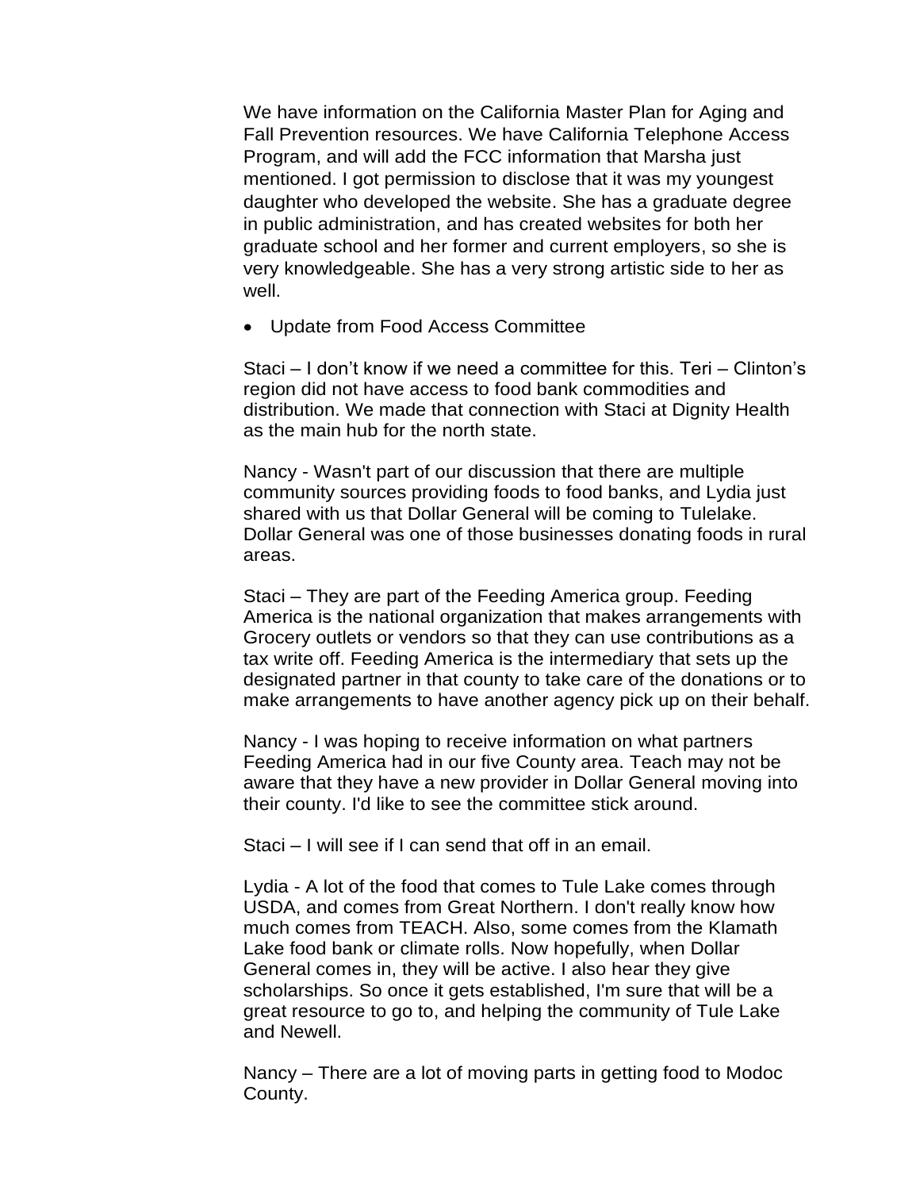We have information on the California Master Plan for Aging and Fall Prevention resources. We have California Telephone Access Program, and will add the FCC information that Marsha just mentioned. I got permission to disclose that it was my youngest daughter who developed the website. She has a graduate degree in public administration, and has created websites for both her graduate school and her former and current employers, so she is very knowledgeable. She has a very strong artistic side to her as well.

- Update from Food Access Committee

Staci – I don't know if we need a committee for this. Teri – Clinton's region did not have access to food bank commodities and distribution. We made that connection with Staci at Dignity Health as the main hub for the north state.

Nancy - Wasn't part of our discussion that there are multiple community sources providing foods to food banks, and Lydia just shared with us that Dollar General will be coming to Tulelake. Dollar General was one of those businesses donating foods in rural areas.

Staci – They are part of the Feeding America group. Feeding America is the national organization that makes arrangements with Grocery outlets or vendors so that they can use contributions as a tax write off. Feeding America is the intermediary that sets up the designated partner in that county to take care of the donations or to make arrangements to have another agency pick up on their behalf.

Nancy - I was hoping to receive information on what partners Feeding America had in our five County area. Teach may not be aware that they have a new provider in Dollar General moving into their county. I'd like to see the committee stick around.

Staci – I will see if I can send that off in an email.

Lydia - A lot of the food that comes to Tule Lake comes through USDA, and comes from Great Northern. I don't really know how much comes from TEACH. Also, some comes from the Klamath Lake food bank or climate rolls. Now hopefully, when Dollar General comes in, they will be active. I also hear they give scholarships. So once it gets established, I'm sure that will be a great resource to go to, and helping the community of Tule Lake and Newell.

Nancy – There are a lot of moving parts in getting food to Modoc County.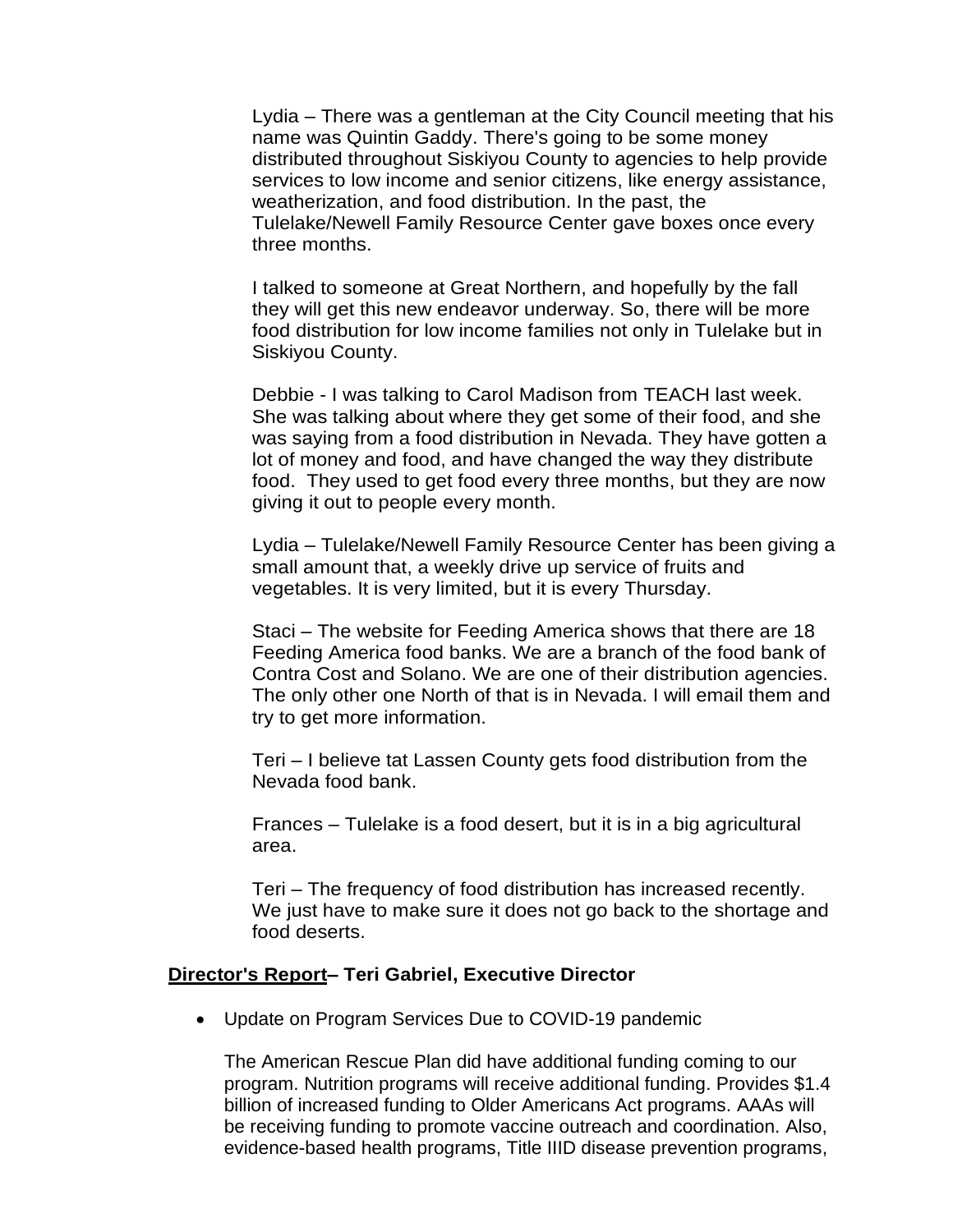Lydia – There was a gentleman at the City Council meeting that his name was Quintin Gaddy. There's going to be some money distributed throughout Siskiyou County to agencies to help provide services to low income and senior citizens, like energy assistance, weatherization, and food distribution. In the past, the Tulelake/Newell Family Resource Center gave boxes once every three months.

I talked to someone at Great Northern, and hopefully by the fall they will get this new endeavor underway. So, there will be more food distribution for low income families not only in Tulelake but in Siskiyou County.

Debbie - I was talking to Carol Madison from TEACH last week. She was talking about where they get some of their food, and she was saying from a food distribution in Nevada. They have gotten a lot of money and food, and have changed the way they distribute food. They used to get food every three months, but they are now giving it out to people every month.

Lydia – Tulelake/Newell Family Resource Center has been giving a small amount that, a weekly drive up service of fruits and vegetables. It is very limited, but it is every Thursday.

Staci – The website for Feeding America shows that there are 18 Feeding America food banks. We are a branch of the food bank of Contra Cost and Solano. We are one of their distribution agencies. The only other one North of that is in Nevada. I will email them and try to get more information.

Teri – I believe tat Lassen County gets food distribution from the Nevada food bank.

Frances – Tulelake is a food desert, but it is in a big agricultural area.

Teri – The frequency of food distribution has increased recently. We just have to make sure it does not go back to the shortage and food deserts.

**Director's Report– Teri Gabriel, Executive Director**

- Update on Program Services Due to COVID-19 pandemic

  The American Rescue Plan did have additional funding coming to our program. Nutrition programs will receive additional funding. Provides $1.4 billion of increased funding to Older Americans Act programs. AAAs will be receiving funding to promote vaccine outreach and coordination. Also, evidence-based health programs, Title IIID disease prevention programs,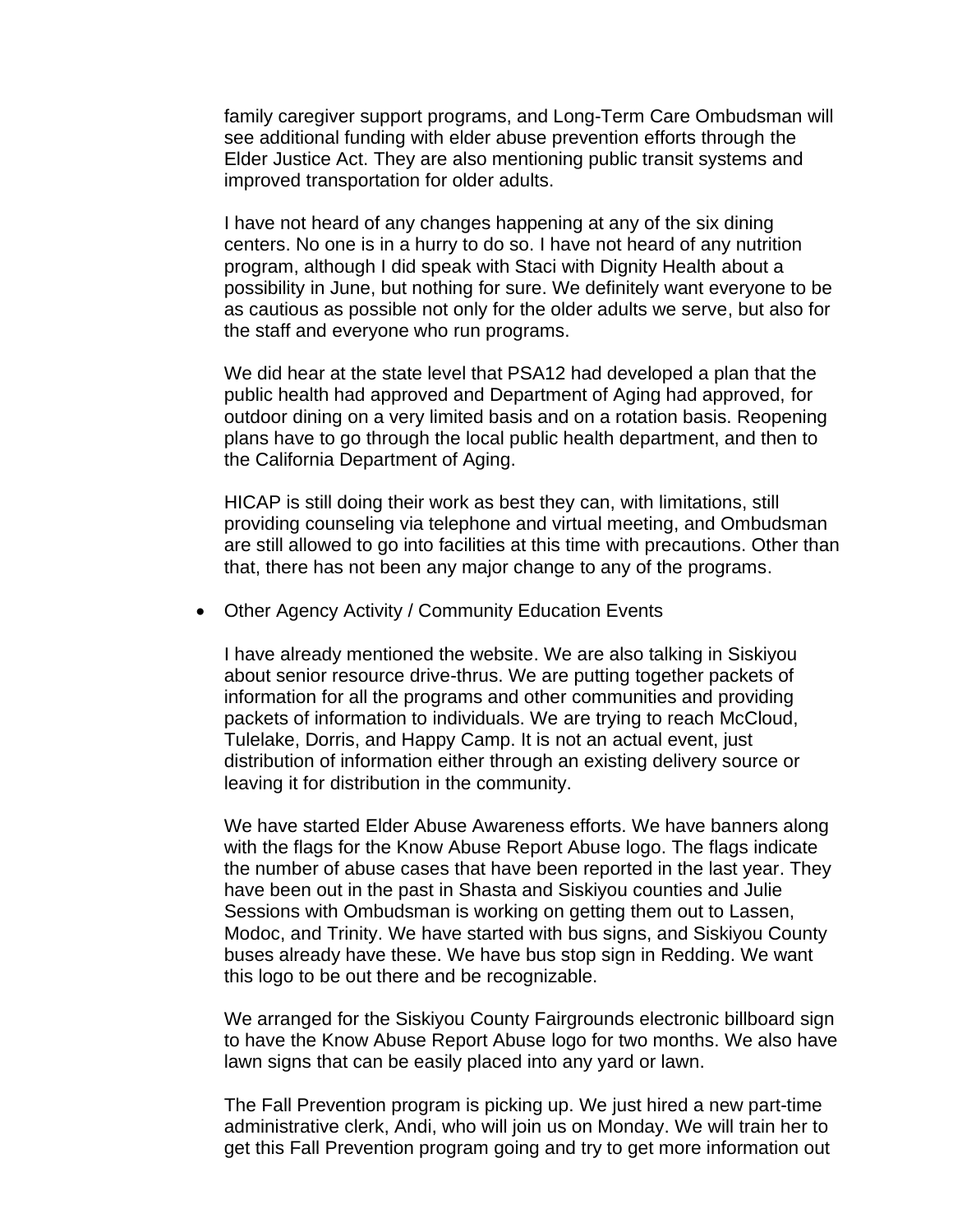family caregiver support programs, and Long-Term Care Ombudsman will see additional funding with elder abuse prevention efforts through the Elder Justice Act. They are also mentioning public transit systems and improved transportation for older adults.

I have not heard of any changes happening at any of the six dining centers. No one is in a hurry to do so. I have not heard of any nutrition program, although I did speak with Staci with Dignity Health about a possibility in June, but nothing for sure. We definitely want everyone to be as cautious as possible not only for the older adults we serve, but also for the staff and everyone who run programs.

We did hear at the state level that PSA12 had developed a plan that the public health had approved and Department of Aging had approved, for outdoor dining on a very limited basis and on a rotation basis. Reopening plans have to go through the local public health department, and then to the California Department of Aging.

HICAP is still doing their work as best they can, with limitations, still providing counseling via telephone and virtual meeting, and Ombudsman are still allowed to go into facilities at this time with precautions. Other than that, there has not been any major change to any of the programs.

- Other Agency Activity / Community Education Events

I have already mentioned the website. We are also talking in Siskiyou about senior resource drive-thrus. We are putting together packets of information for all the programs and other communities and providing packets of information to individuals. We are trying to reach McCloud, Tulelake, Dorris, and Happy Camp. It is not an actual event, just distribution of information either through an existing delivery source or leaving it for distribution in the community.

We have started Elder Abuse Awareness efforts. We have banners along with the flags for the Know Abuse Report Abuse logo. The flags indicate the number of abuse cases that have been reported in the last year. They have been out in the past in Shasta and Siskiyou counties and Julie Sessions with Ombudsman is working on getting them out to Lassen, Modoc, and Trinity. We have started with bus signs, and Siskiyou County buses already have these. We have bus stop sign in Redding. We want this logo to be out there and be recognizable.

We arranged for the Siskiyou County Fairgrounds electronic billboard sign to have the Know Abuse Report Abuse logo for two months. We also have lawn signs that can be easily placed into any yard or lawn.

The Fall Prevention program is picking up. We just hired a new part-time administrative clerk, Andi, who will join us on Monday. We will train her to get this Fall Prevention program going and try to get more information out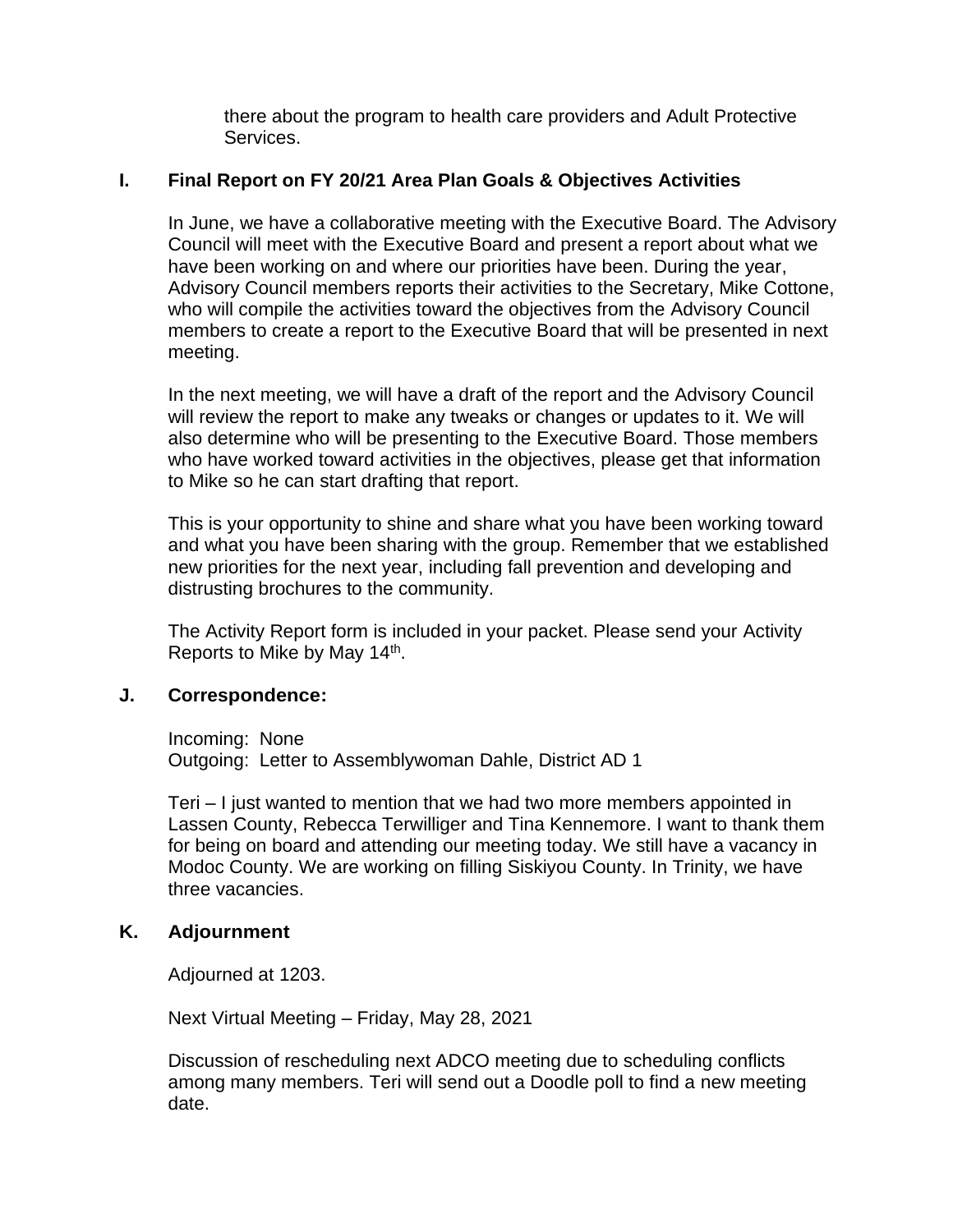there about the program to health care providers and Adult Protective Services.

## I. Final Report on FY 20/21 Area Plan Goals & Objectives Activities

In June, we have a collaborative meeting with the Executive Board. The Advisory Council will meet with the Executive Board and present a report about what we have been working on and where our priorities have been. During the year, Advisory Council members reports their activities to the Secretary, Mike Cottone, who will compile the activities toward the objectives from the Advisory Council members to create a report to the Executive Board that will be presented in next meeting.

In the next meeting, we will have a draft of the report and the Advisory Council will review the report to make any tweaks or changes or updates to it. We will also determine who will be presenting to the Executive Board. Those members who have worked toward activities in the objectives, please get that information to Mike so he can start drafting that report.

This is your opportunity to shine and share what you have been working toward and what you have been sharing with the group. Remember that we established new priorities for the next year, including fall prevention and developing and distrusting brochures to the community.

The Activity Report form is included in your packet. Please send your Activity Reports to Mike by May 14th.

## J. Correspondence:

Incoming: None
Outgoing: Letter to Assemblywoman Dahle, District AD 1

Teri – I just wanted to mention that we had two more members appointed in Lassen County, Rebecca Terwilliger and Tina Kennemore. I want to thank them for being on board and attending our meeting today. We still have a vacancy in Modoc County. We are working on filling Siskiyou County. In Trinity, we have three vacancies.

## K. Adjournment

Adjourned at 1203.

Next Virtual Meeting – Friday, May 28, 2021

Discussion of rescheduling next ADCO meeting due to scheduling conflicts among many members. Teri will send out a Doodle poll to find a new meeting date.